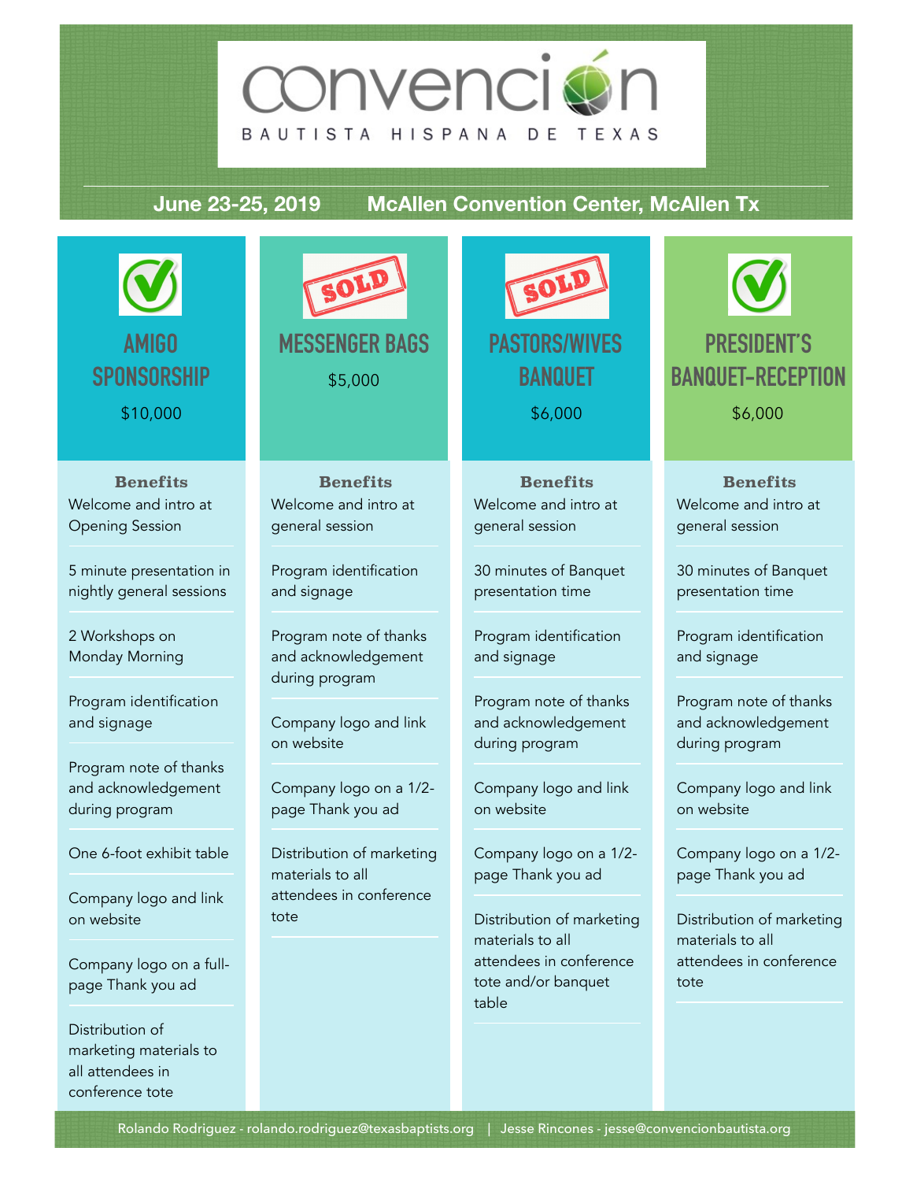# convención

BAUTISTA HISPANA DE TEXAS

**June 23-25, 2019 McAllen Convention Center, McAllen Tx**

## AMIGO SPONSORSHIP

$10,000

**Benefits**

- Welcome and intro at Opening Session
- 5 minute presentation in nightly general sessions
- 2 Workshops on Monday Morning
- Program identification and signage
- Program note of thanks and acknowledgement during program
- One 6-foot exhibit table
- Company logo and link on website
- Company logo on a full-page Thank you ad
- Distribution of marketing materials to all attendees in conference tote

## MESSENGER BAGS

SOLD

$5,000

**Benefits**

- Welcome and intro at general session
- Program identification and signage
- Program note of thanks and acknowledgement during program
- Company logo and link on website
- Company logo on a 1/2-page Thank you ad
- Distribution of marketing materials to all attendees in conference tote

## PASTORS/WIVES BANQUET

SOLD

$6,000

**Benefits**

- Welcome and intro at general session
- 30 minutes of Banquet presentation time
- Program identification and signage
- Program note of thanks and acknowledgement during program
- Company logo and link on website
- Company logo on a 1/2-page Thank you ad
- Distribution of marketing materials to all attendees in conference tote and/or banquet table

## PRESIDENT'S BANQUET-RECEPTION

$6,000

**Benefits**

- Welcome and intro at general session
- 30 minutes of Banquet presentation time
- Program identification and signage
- Program note of thanks and acknowledgement during program
- Company logo and link on website
- Company logo on a 1/2-page Thank you ad
- Distribution of marketing materials to all attendees in conference tote

Rolando Rodriguez - rolando.rodriguez@texasbaptists.org | Jesse Rincones - jesse@convencionbautista.org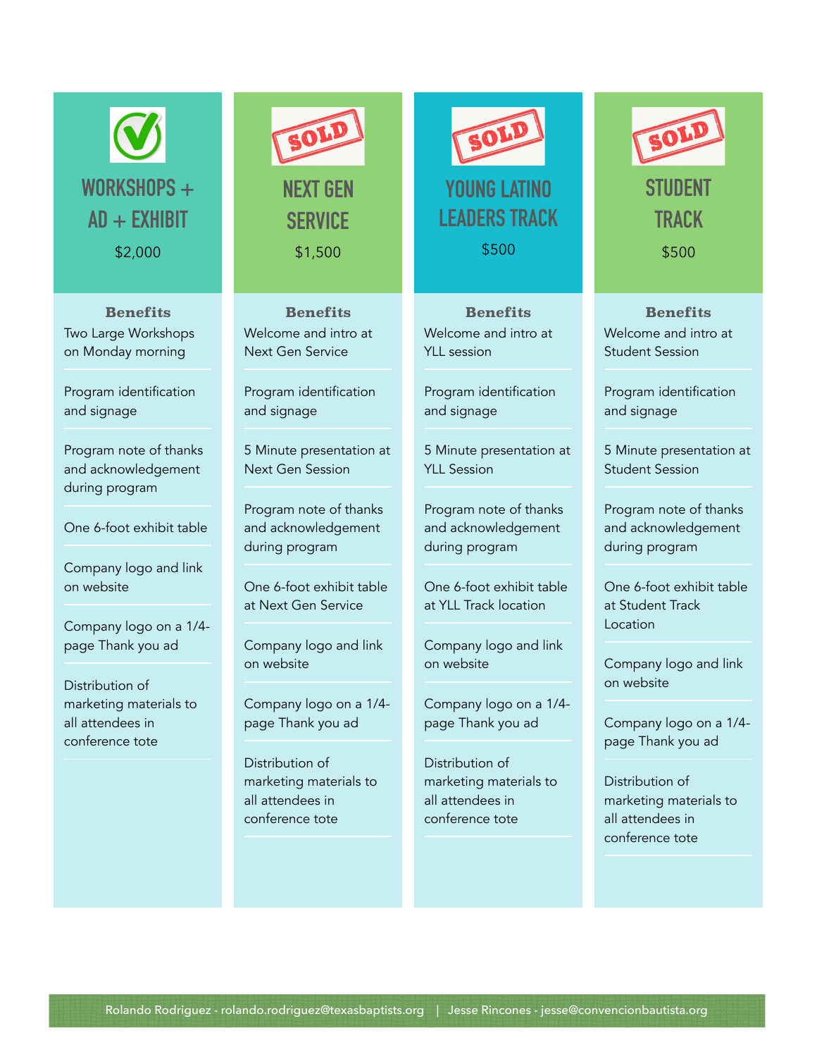## WORKSHOPS + AD + EXHIBIT

$2,000

**Benefits**

- Two Large Workshops on Monday morning
- Program identification and signage
- Program note of thanks and acknowledgement during program
- One 6-foot exhibit table
- Company logo and link on website
- Company logo on a 1/4-page Thank you ad
- Distribution of marketing materials to all attendees in conference tote

## NEXT GEN SERVICE

SOLD

$1,500

**Benefits**

- Welcome and intro at Next Gen Service
- Program identification and signage
- 5 Minute presentation at Next Gen Session
- Program note of thanks and acknowledgement during program
- One 6-foot exhibit table at Next Gen Service
- Company logo and link on website
- Company logo on a 1/4-page Thank you ad
- Distribution of marketing materials to all attendees in conference tote

## YOUNG LATINO LEADERS TRACK

SOLD

$500

**Benefits**

- Welcome and intro at YLL session
- Program identification and signage
- 5 Minute presentation at YLL Session
- Program note of thanks and acknowledgement during program
- One 6-foot exhibit table at YLL Track location
- Company logo and link on website
- Company logo on a 1/4-page Thank you ad
- Distribution of marketing materials to all attendees in conference tote

## STUDENT TRACK

SOLD

$500

**Benefits**

- Welcome and intro at Student Session
- Program identification and signage
- 5 Minute presentation at Student Session
- Program note of thanks and acknowledgement during program
- One 6-foot exhibit table at Student Track Location
- Company logo and link on website
- Company logo on a 1/4-page Thank you ad
- Distribution of marketing materials to all attendees in conference tote

Rolando Rodriguez - rolando.rodriguez@texasbaptists.org | Jesse Rincones - jesse@convencionbautista.org